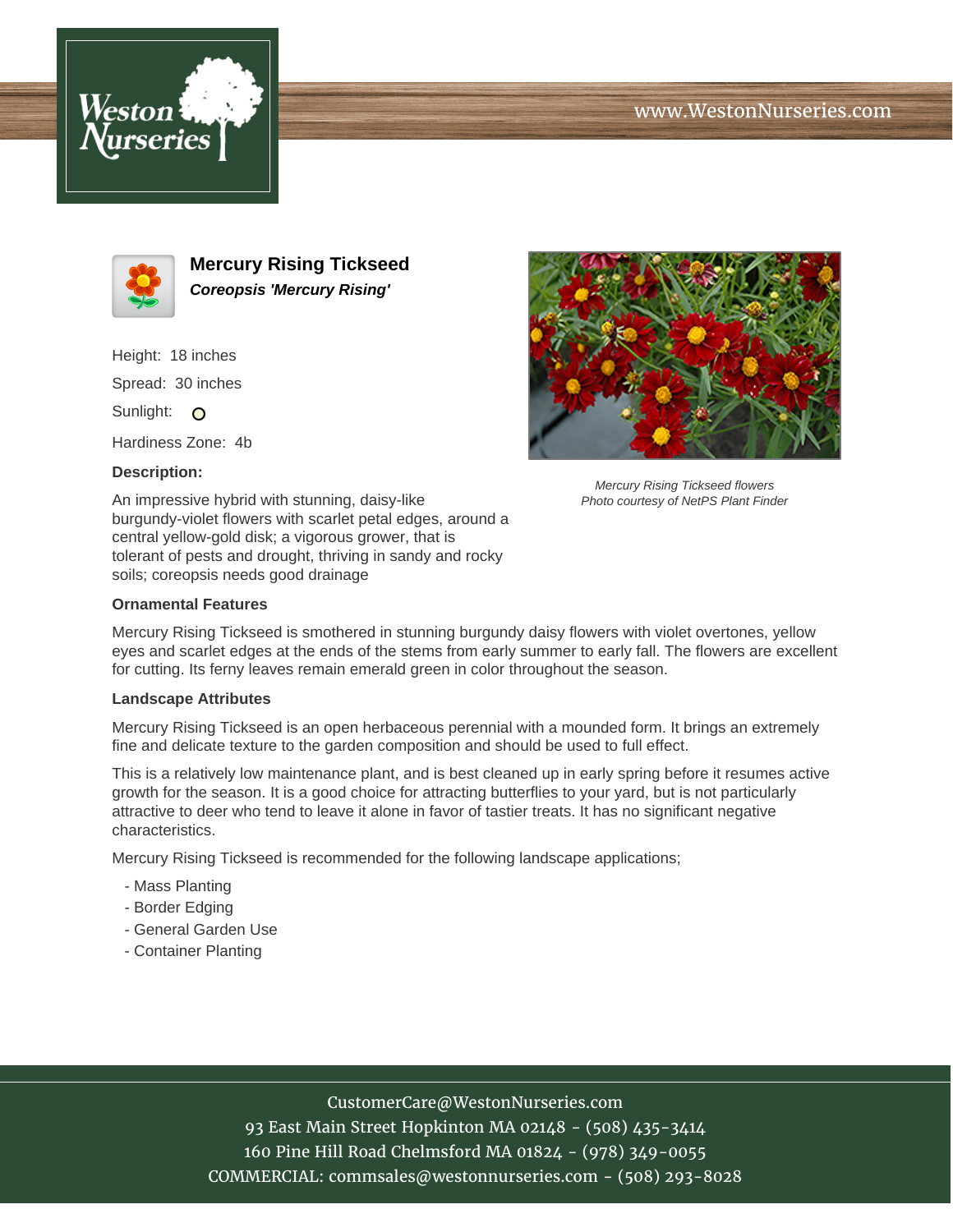# Mercury Rising Tickseed

***Coreopsis 'Mercury Rising'***

Height: 18 inches

Spread: 30 inches

Sunlight: ○

Hardiness Zone: 4b

**Description:**

An impressive hybrid with stunning, daisy-like burgundy-violet flowers with scarlet petal edges, around a central yellow-gold disk; a vigorous grower, that is tolerant of pests and drought, thriving in sandy and rocky soils; coreopsis needs good drainage

*Mercury Rising Tickseed flowers*
*Photo courtesy of NetPS Plant Finder*

### Ornamental Features

Mercury Rising Tickseed is smothered in stunning burgundy daisy flowers with violet overtones, yellow eyes and scarlet edges at the ends of the stems from early summer to early fall. The flowers are excellent for cutting. Its ferny leaves remain emerald green in color throughout the season.

### Landscape Attributes

Mercury Rising Tickseed is an open herbaceous perennial with a mounded form. It brings an extremely fine and delicate texture to the garden composition and should be used to full effect.

This is a relatively low maintenance plant, and is best cleaned up in early spring before it resumes active growth for the season. It is a good choice for attracting butterflies to your yard, but is not particularly attractive to deer who tend to leave it alone in favor of tastier treats. It has no significant negative characteristics.

Mercury Rising Tickseed is recommended for the following landscape applications;

- Mass Planting
- Border Edging
- General Garden Use
- Container Planting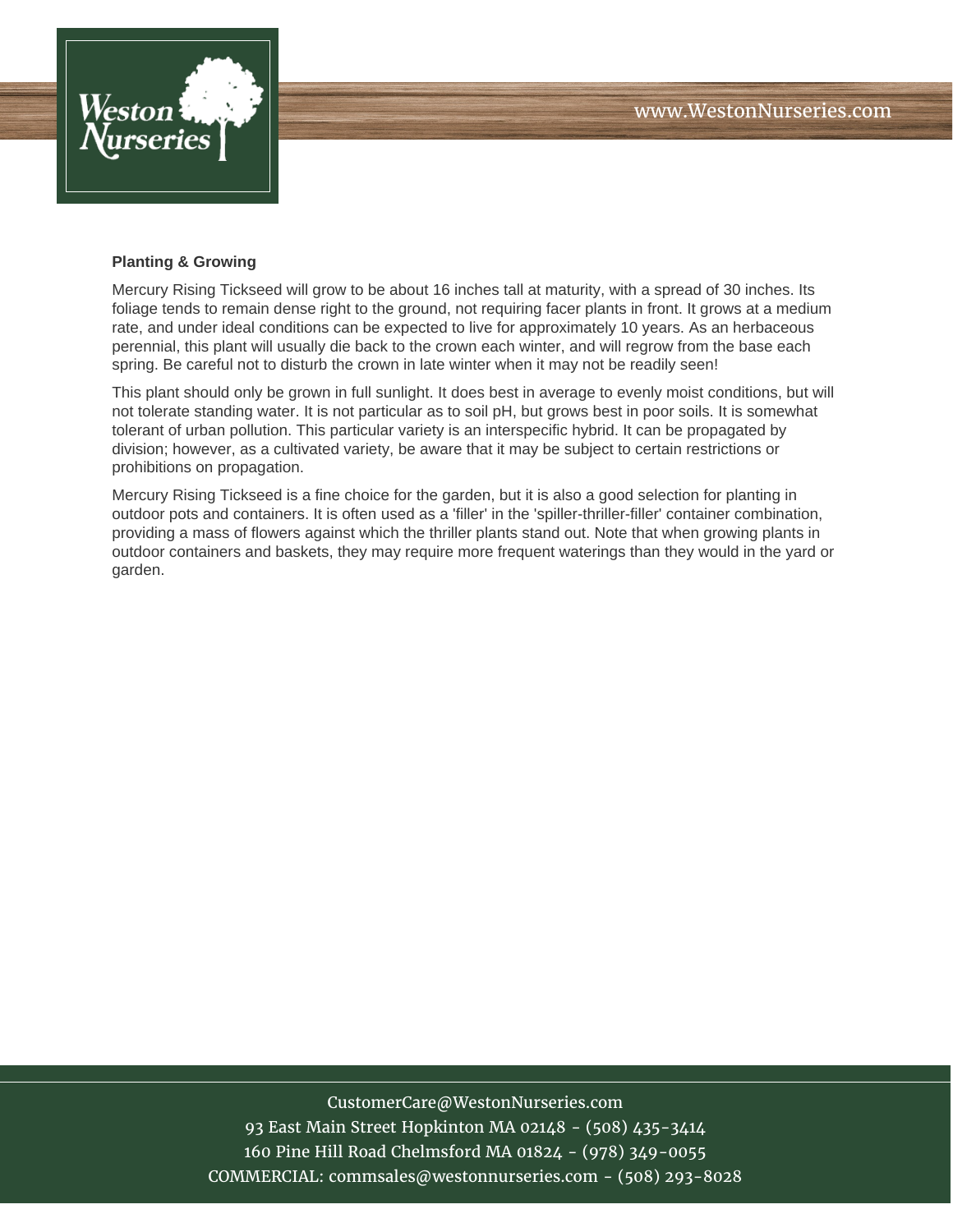**Planting & Growing**

Mercury Rising Tickseed will grow to be about 16 inches tall at maturity, with a spread of 30 inches. Its foliage tends to remain dense right to the ground, not requiring facer plants in front. It grows at a medium rate, and under ideal conditions can be expected to live for approximately 10 years. As an herbaceous perennial, this plant will usually die back to the crown each winter, and will regrow from the base each spring. Be careful not to disturb the crown in late winter when it may not be readily seen!

This plant should only be grown in full sunlight. It does best in average to evenly moist conditions, but will not tolerate standing water. It is not particular as to soil pH, but grows best in poor soils. It is somewhat tolerant of urban pollution. This particular variety is an interspecific hybrid. It can be propagated by division; however, as a cultivated variety, be aware that it may be subject to certain restrictions or prohibitions on propagation.

Mercury Rising Tickseed is a fine choice for the garden, but it is also a good selection for planting in outdoor pots and containers. It is often used as a 'filler' in the 'spiller-thriller-filler' container combination, providing a mass of flowers against which the thriller plants stand out. Note that when growing plants in outdoor containers and baskets, they may require more frequent waterings than they would in the yard or garden.